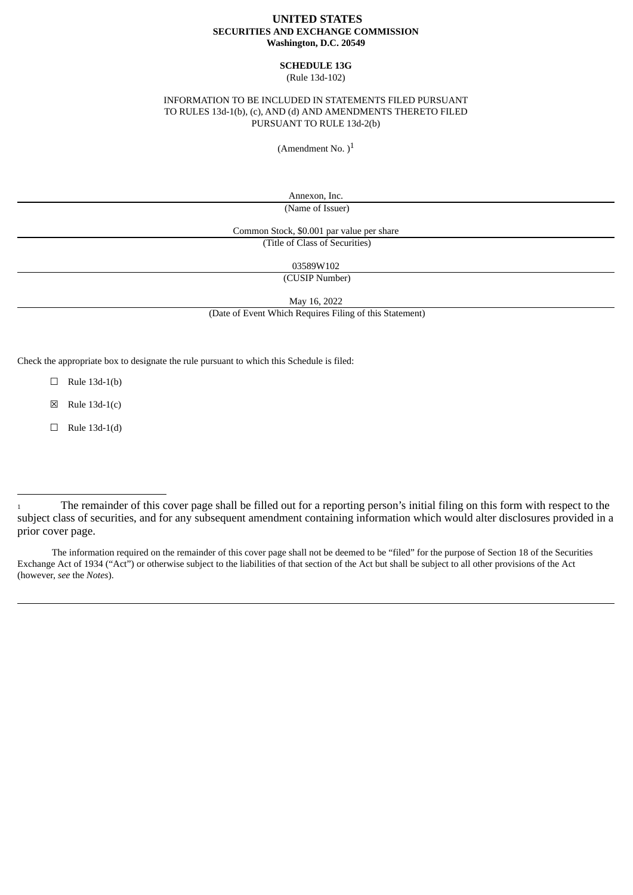**UNITED STATES**
**SECURITIES AND EXCHANGE COMMISSION**
**Washington, D.C. 20549**

**SCHEDULE 13G**
(Rule 13d-102)

INFORMATION TO BE INCLUDED IN STATEMENTS FILED PURSUANT TO RULES 13d-1(b), (c), AND (d) AND AMENDMENTS THERETO FILED PURSUANT TO RULE 13d-2(b)

(Amendment No. )[1]

Annexon, Inc.
(Name of Issuer)

Common Stock, $0.001 par value per share
(Title of Class of Securities)

03589W102
(CUSIP Number)

May 16, 2022
(Date of Event Which Requires Filing of this Statement)

Check the appropriate box to designate the rule pursuant to which this Schedule is filed:

☐ Rule 13d-1(b)

☒ Rule 13d-1(c)

☐ Rule 13d-1(d)

---

[1] The remainder of this cover page shall be filled out for a reporting person's initial filing on this form with respect to the subject class of securities, and for any subsequent amendment containing information which would alter disclosures provided in a prior cover page.

The information required on the remainder of this cover page shall not be deemed to be "filed" for the purpose of Section 18 of the Securities Exchange Act of 1934 ("Act") or otherwise subject to the liabilities of that section of the Act but shall be subject to all other provisions of the Act (however, *see* the *Notes*).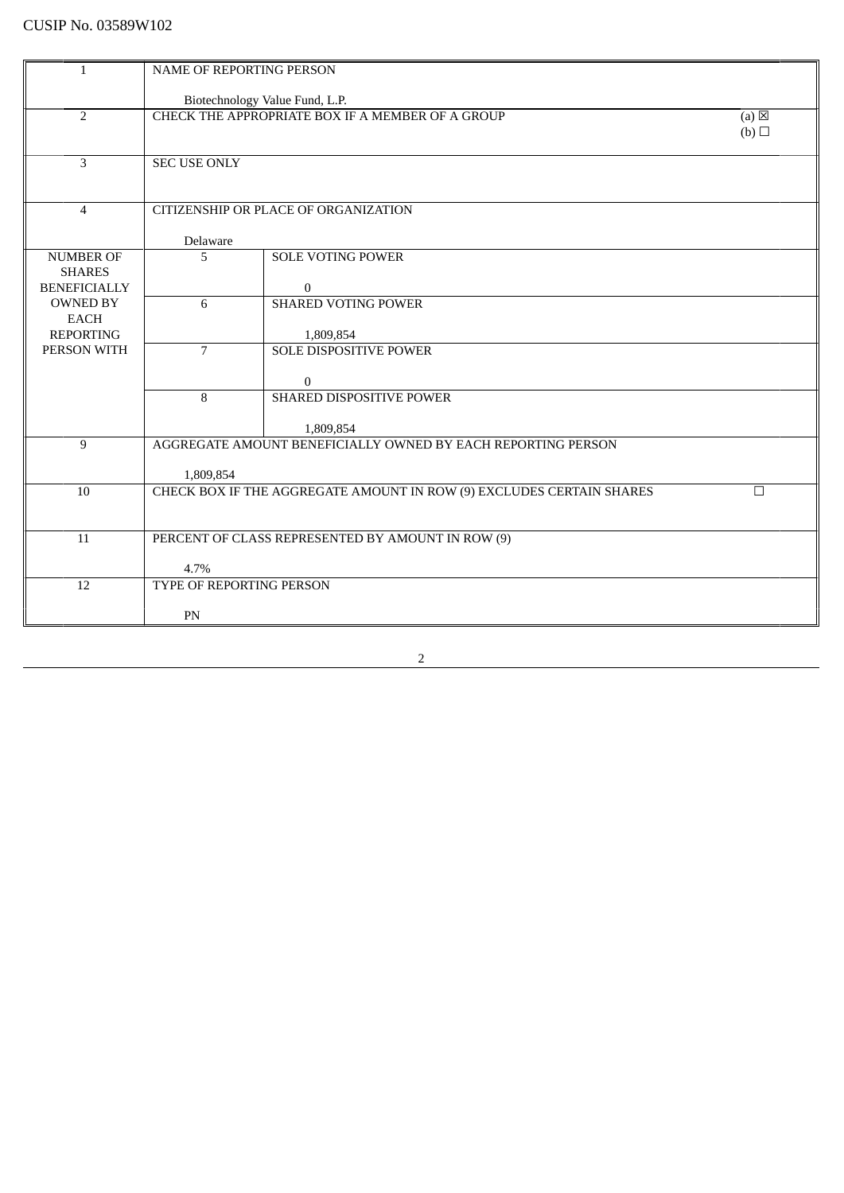CUSIP No. 03589W102

| 1 | NAME OF REPORTING PERSON<br><br>Biotechnology Value Fund, L.P. | | |
|---|---|---|---|
| 2 | CHECK THE APPROPRIATE BOX IF A MEMBER OF A GROUP | | (a) ☒<br>(b) ☐ |
| 3 | SEC USE ONLY | | |
| 4 | CITIZENSHIP OR PLACE OF ORGANIZATION<br><br>Delaware | | |
| NUMBER OF SHARES BENEFICIALLY OWNED BY EACH REPORTING PERSON WITH | 5 | SOLE VOTING POWER<br><br>0 | |
| | 6 | SHARED VOTING POWER<br><br>1,809,854 | |
| | 7 | SOLE DISPOSITIVE POWER<br><br>0 | |
| | 8 | SHARED DISPOSITIVE POWER<br><br>1,809,854 | |
| 9 | AGGREGATE AMOUNT BENEFICIALLY OWNED BY EACH REPORTING PERSON<br><br>1,809,854 | | |
| 10 | CHECK BOX IF THE AGGREGATE AMOUNT IN ROW (9) EXCLUDES CERTAIN SHARES | | ☐ |
| 11 | PERCENT OF CLASS REPRESENTED BY AMOUNT IN ROW (9)<br><br>4.7% | | |
| 12 | TYPE OF REPORTING PERSON<br><br>PN | | |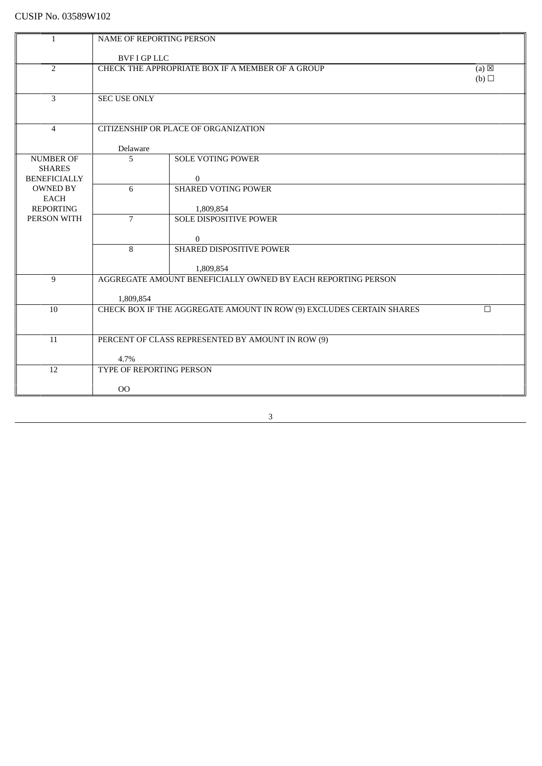CUSIP No. 03589W102

| | | | |
|---|---|---|---|
| 1 | NAME OF REPORTING PERSON<br><br>BVF I GP LLC | | |
| 2 | CHECK THE APPROPRIATE BOX IF A MEMBER OF A GROUP | | (a) ☒<br>(b) ☐ |
| 3 | SEC USE ONLY | | |
| 4 | CITIZENSHIP OR PLACE OF ORGANIZATION<br><br>Delaware | | |
| NUMBER OF SHARES BENEFICIALLY OWNED BY EACH REPORTING PERSON WITH | 5 | SOLE VOTING POWER<br><br>0 | |
| | 6 | SHARED VOTING POWER<br><br>1,809,854 | |
| | 7 | SOLE DISPOSITIVE POWER<br><br>0 | |
| | 8 | SHARED DISPOSITIVE POWER<br><br>1,809,854 | |
| 9 | AGGREGATE AMOUNT BENEFICIALLY OWNED BY EACH REPORTING PERSON<br><br>1,809,854 | | |
| 10 | CHECK BOX IF THE AGGREGATE AMOUNT IN ROW (9) EXCLUDES CERTAIN SHARES | | ☐ |
| 11 | PERCENT OF CLASS REPRESENTED BY AMOUNT IN ROW (9)<br><br>4.7% | | |
| 12 | TYPE OF REPORTING PERSON<br><br>OO | | |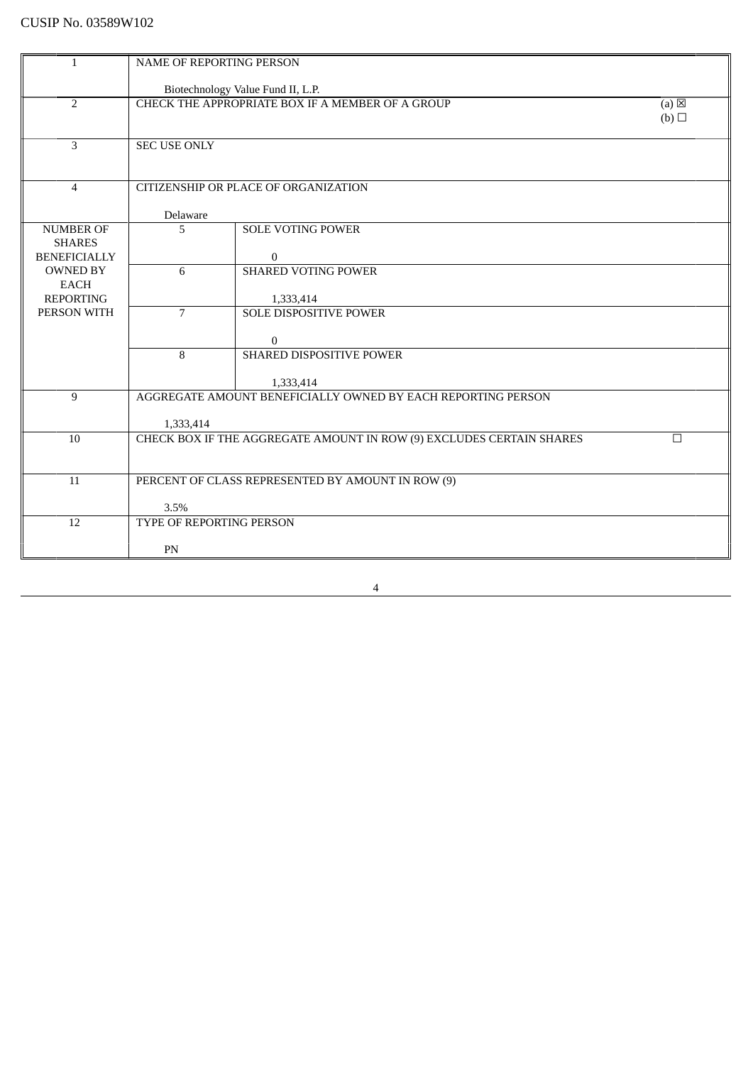CUSIP No. 03589W102

| | | | |
|---|---|---|---|
| 1 | NAME OF REPORTING PERSON<br><br>Biotechnology Value Fund II, L.P. | | |
| 2 | CHECK THE APPROPRIATE BOX IF A MEMBER OF A GROUP | | (a) ☒<br>(b) ☐ |
| 3 | SEC USE ONLY | | |
| 4 | CITIZENSHIP OR PLACE OF ORGANIZATION<br><br>Delaware | | |
| NUMBER OF SHARES BENEFICIALLY OWNED BY EACH REPORTING PERSON WITH | 5 | SOLE VOTING POWER<br><br>0 | |
| | 6 | SHARED VOTING POWER<br><br>1,333,414 | |
| | 7 | SOLE DISPOSITIVE POWER<br><br>0 | |
| | 8 | SHARED DISPOSITIVE POWER<br><br>1,333,414 | |
| 9 | AGGREGATE AMOUNT BENEFICIALLY OWNED BY EACH REPORTING PERSON<br><br>1,333,414 | | |
| 10 | CHECK BOX IF THE AGGREGATE AMOUNT IN ROW (9) EXCLUDES CERTAIN SHARES | | ☐ |
| 11 | PERCENT OF CLASS REPRESENTED BY AMOUNT IN ROW (9)<br><br>3.5% | | |
| 12 | TYPE OF REPORTING PERSON<br><br>PN | | |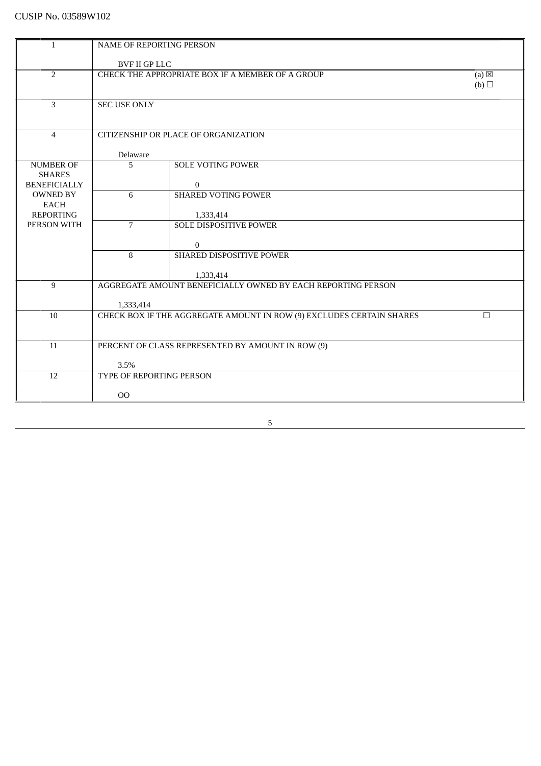CUSIP No. 03589W102

| | | | |
|---|---|---|---|
| 1 | NAME OF REPORTING PERSON<br><br>BVF II GP LLC | | |
| 2 | CHECK THE APPROPRIATE BOX IF A MEMBER OF A GROUP | | (a) ☒<br>(b) ☐ |
| 3 | SEC USE ONLY | | |
| 4 | CITIZENSHIP OR PLACE OF ORGANIZATION<br><br>Delaware | | |
| NUMBER OF SHARES BENEFICIALLY OWNED BY EACH REPORTING PERSON WITH | 5 | SOLE VOTING POWER<br><br>0 | |
| | 6 | SHARED VOTING POWER<br><br>1,333,414 | |
| | 7 | SOLE DISPOSITIVE POWER<br><br>0 | |
| | 8 | SHARED DISPOSITIVE POWER<br><br>1,333,414 | |
| 9 | AGGREGATE AMOUNT BENEFICIALLY OWNED BY EACH REPORTING PERSON<br><br>1,333,414 | | |
| 10 | CHECK BOX IF THE AGGREGATE AMOUNT IN ROW (9) EXCLUDES CERTAIN SHARES | | ☐ |
| 11 | PERCENT OF CLASS REPRESENTED BY AMOUNT IN ROW (9)<br><br>3.5% | | |
| 12 | TYPE OF REPORTING PERSON<br><br>OO | | |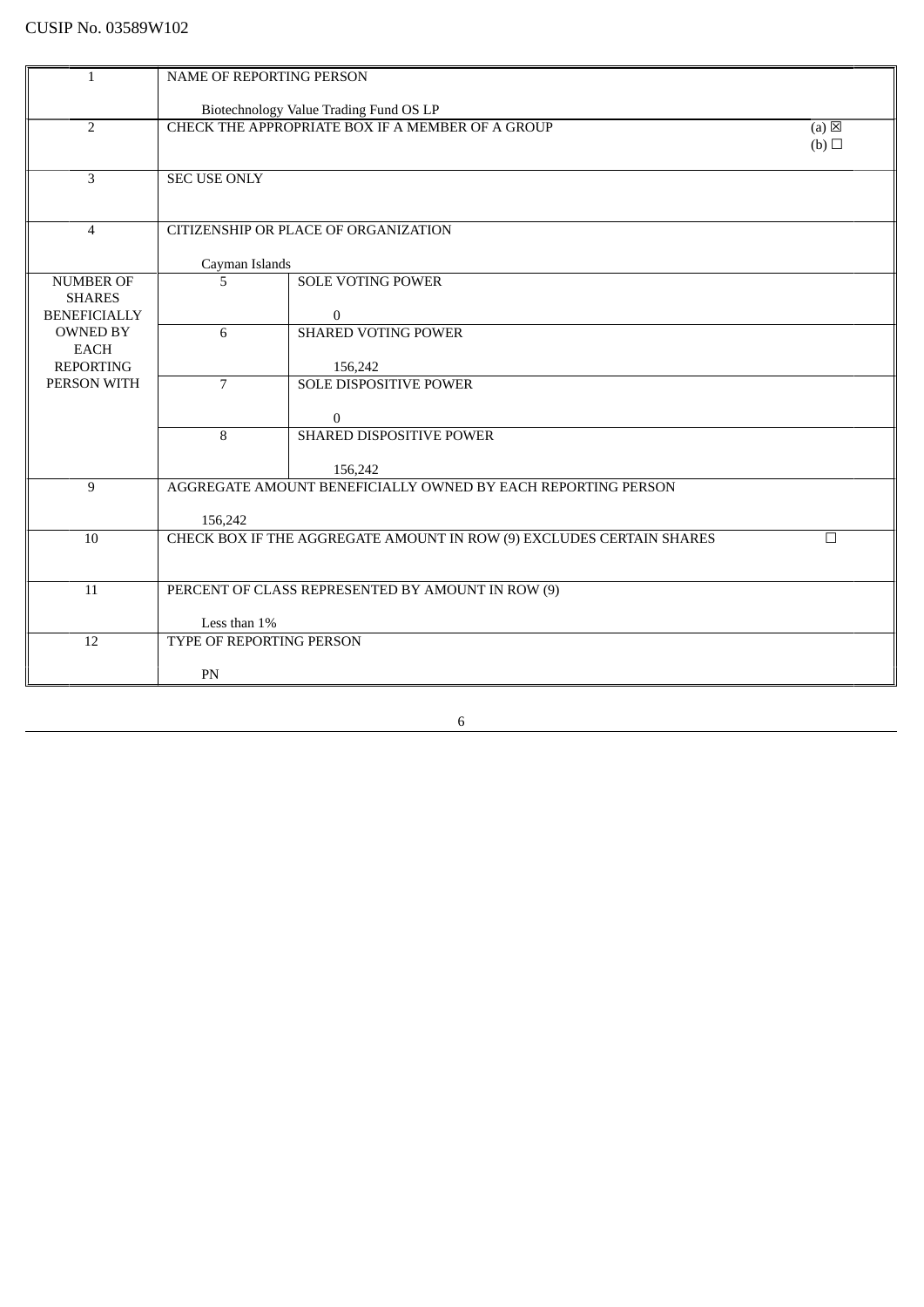CUSIP No. 03589W102

| | | | |
|---|---|---|---|
| 1 | NAME OF REPORTING PERSON<br><br>Biotechnology Value Trading Fund OS LP | | |
| 2 | CHECK THE APPROPRIATE BOX IF A MEMBER OF A GROUP | | (a) ☒<br>(b) ☐ |
| 3 | SEC USE ONLY | | |
| 4 | CITIZENSHIP OR PLACE OF ORGANIZATION<br><br>Cayman Islands | | |
| NUMBER OF SHARES BENEFICIALLY OWNED BY EACH REPORTING PERSON WITH | 5 | SOLE VOTING POWER<br><br>0 | |
| | 6 | SHARED VOTING POWER<br><br>156,242 | |
| | 7 | SOLE DISPOSITIVE POWER<br><br>0 | |
| | 8 | SHARED DISPOSITIVE POWER<br><br>156,242 | |
| 9 | AGGREGATE AMOUNT BENEFICIALLY OWNED BY EACH REPORTING PERSON<br><br>156,242 | | |
| 10 | CHECK BOX IF THE AGGREGATE AMOUNT IN ROW (9) EXCLUDES CERTAIN SHARES | | ☐ |
| 11 | PERCENT OF CLASS REPRESENTED BY AMOUNT IN ROW (9)<br><br>Less than 1% | | |
| 12 | TYPE OF REPORTING PERSON<br><br>PN | | |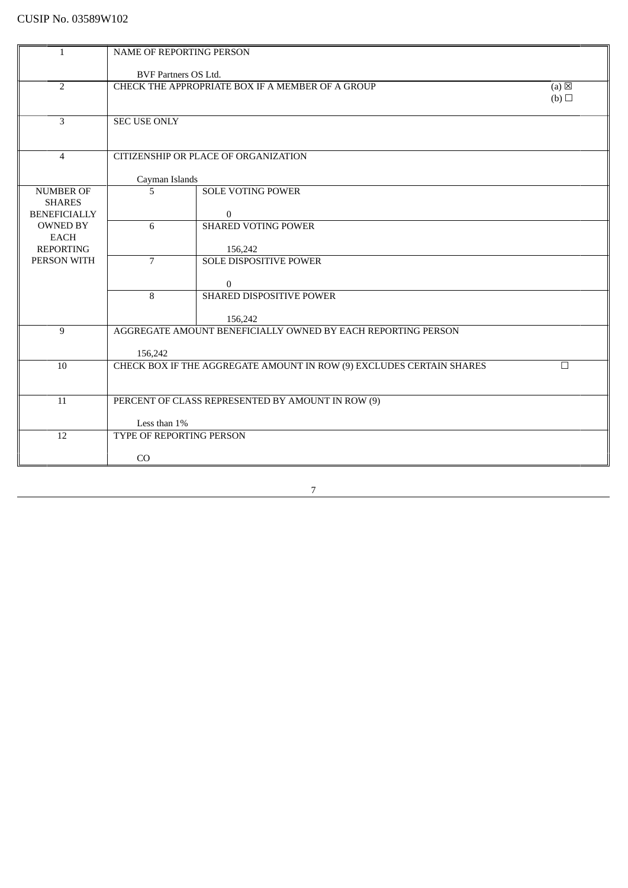CUSIP No. 03589W102

| 1 | NAME OF REPORTING PERSON<br><br>BVF Partners OS Ltd. | |
|---|---|---|
| 2 | CHECK THE APPROPRIATE BOX IF A MEMBER OF A GROUP | (a) ☒<br>(b) ☐ |
| 3 | SEC USE ONLY | |
| 4 | CITIZENSHIP OR PLACE OF ORGANIZATION<br><br>Cayman Islands | |
| NUMBER OF SHARES BENEFICIALLY OWNED BY EACH REPORTING PERSON WITH | 5 | SOLE VOTING POWER<br><br>0 |
| | 6 | SHARED VOTING POWER<br><br>156,242 |
| | 7 | SOLE DISPOSITIVE POWER<br><br>0 |
| | 8 | SHARED DISPOSITIVE POWER<br><br>156,242 |
| 9 | AGGREGATE AMOUNT BENEFICIALLY OWNED BY EACH REPORTING PERSON<br><br>156,242 | |
| 10 | CHECK BOX IF THE AGGREGATE AMOUNT IN ROW (9) EXCLUDES CERTAIN SHARES | ☐ |
| 11 | PERCENT OF CLASS REPRESENTED BY AMOUNT IN ROW (9)<br><br>Less than 1% | |
| 12 | TYPE OF REPORTING PERSON<br><br>CO | |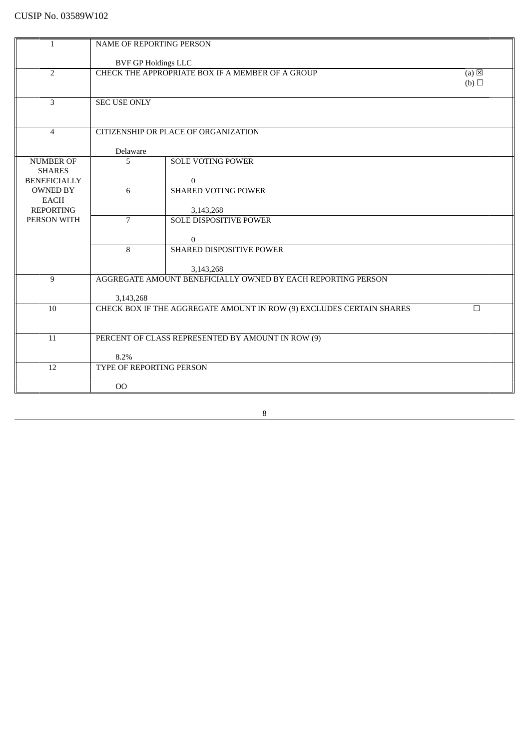CUSIP No. 03589W102

| | | | |
|---|---|---|---|
| 1 | NAME OF REPORTING PERSON<br><br>BVF GP Holdings LLC | | |
| 2 | CHECK THE APPROPRIATE BOX IF A MEMBER OF A GROUP | | (a) ☒<br>(b) ☐ |
| 3 | SEC USE ONLY | | |
| 4 | CITIZENSHIP OR PLACE OF ORGANIZATION<br><br>Delaware | | |
| NUMBER OF SHARES BENEFICIALLY OWNED BY EACH REPORTING PERSON WITH | 5 | SOLE VOTING POWER<br><br>0 | |
| | 6 | SHARED VOTING POWER<br><br>3,143,268 | |
| | 7 | SOLE DISPOSITIVE POWER<br><br>0 | |
| | 8 | SHARED DISPOSITIVE POWER<br><br>3,143,268 | |
| 9 | AGGREGATE AMOUNT BENEFICIALLY OWNED BY EACH REPORTING PERSON<br><br>3,143,268 | | |
| 10 | CHECK BOX IF THE AGGREGATE AMOUNT IN ROW (9) EXCLUDES CERTAIN SHARES | | ☐ |
| 11 | PERCENT OF CLASS REPRESENTED BY AMOUNT IN ROW (9)<br><br>8.2% | | |
| 12 | TYPE OF REPORTING PERSON<br><br>OO | | |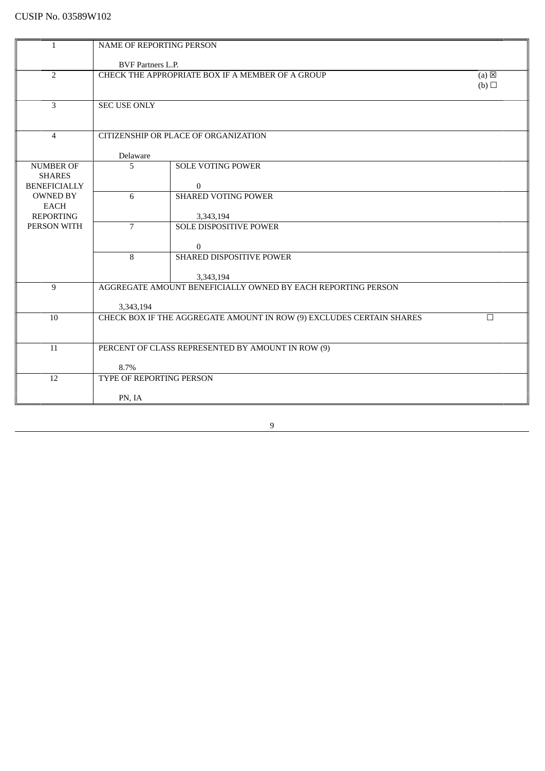CUSIP No. 03589W102

| | | | |
|---|---|---|---|
| 1 | NAME OF REPORTING PERSON<br><br>BVF Partners L.P. | | |
| 2 | CHECK THE APPROPRIATE BOX IF A MEMBER OF A GROUP | | (a) ☒<br>(b) ☐ |
| 3 | SEC USE ONLY | | |
| 4 | CITIZENSHIP OR PLACE OF ORGANIZATION<br><br>Delaware | | |
| NUMBER OF SHARES BENEFICIALLY OWNED BY EACH REPORTING PERSON WITH | 5 | SOLE VOTING POWER<br><br>0 | |
| | 6 | SHARED VOTING POWER<br><br>3,343,194 | |
| | 7 | SOLE DISPOSITIVE POWER<br><br>0 | |
| | 8 | SHARED DISPOSITIVE POWER<br><br>3,343,194 | |
| 9 | AGGREGATE AMOUNT BENEFICIALLY OWNED BY EACH REPORTING PERSON<br><br>3,343,194 | | |
| 10 | CHECK BOX IF THE AGGREGATE AMOUNT IN ROW (9) EXCLUDES CERTAIN SHARES | | ☐ |
| 11 | PERCENT OF CLASS REPRESENTED BY AMOUNT IN ROW (9)<br><br>8.7% | | |
| 12 | TYPE OF REPORTING PERSON<br><br>PN, IA | | |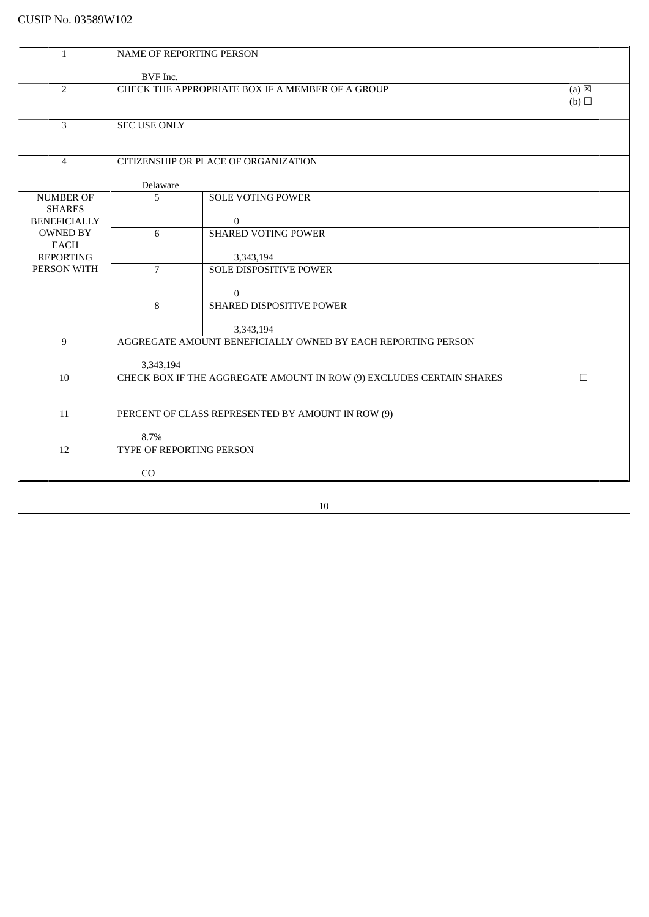CUSIP No. 03589W102

| | | | |
|---|---|---|---|
| 1 | NAME OF REPORTING PERSON<br><br>BVF Inc. | | |
| 2 | CHECK THE APPROPRIATE BOX IF A MEMBER OF A GROUP | | (a) ☒<br>(b) ☐ |
| 3 | SEC USE ONLY | | |
| 4 | CITIZENSHIP OR PLACE OF ORGANIZATION<br><br>Delaware | | |
| NUMBER OF SHARES BENEFICIALLY OWNED BY EACH REPORTING PERSON WITH | 5 | SOLE VOTING POWER<br><br>0 | |
| | 6 | SHARED VOTING POWER<br><br>3,343,194 | |
| | 7 | SOLE DISPOSITIVE POWER<br><br>0 | |
| | 8 | SHARED DISPOSITIVE POWER<br><br>3,343,194 | |
| 9 | AGGREGATE AMOUNT BENEFICIALLY OWNED BY EACH REPORTING PERSON<br><br>3,343,194 | | |
| 10 | CHECK BOX IF THE AGGREGATE AMOUNT IN ROW (9) EXCLUDES CERTAIN SHARES | | ☐ |
| 11 | PERCENT OF CLASS REPRESENTED BY AMOUNT IN ROW (9)<br><br>8.7% | | |
| 12 | TYPE OF REPORTING PERSON<br><br>CO | | |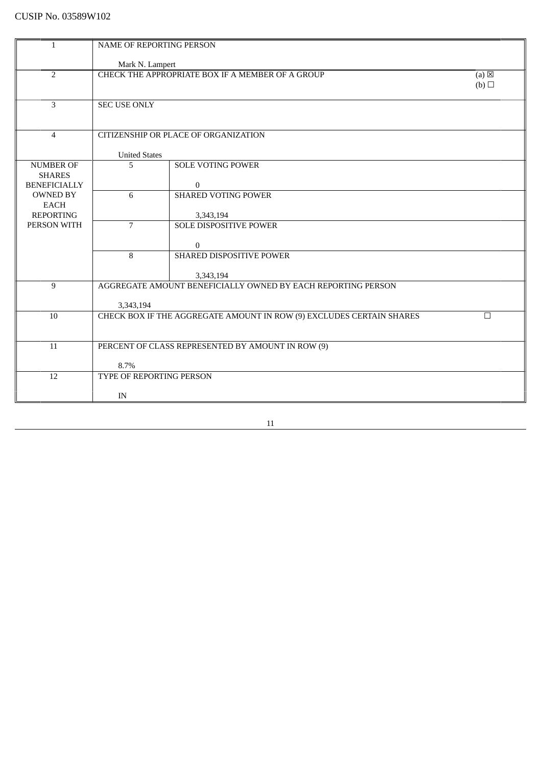CUSIP No. 03589W102

| | | | |
|---|---|---|---|
| 1 | NAME OF REPORTING PERSON<br><br>Mark N. Lampert | | |
| 2 | CHECK THE APPROPRIATE BOX IF A MEMBER OF A GROUP | | (a) ☒<br>(b) ☐ |
| 3 | SEC USE ONLY | | |
| 4 | CITIZENSHIP OR PLACE OF ORGANIZATION<br><br>United States | | |
| NUMBER OF SHARES BENEFICIALLY OWNED BY EACH REPORTING PERSON WITH | 5 | SOLE VOTING POWER<br><br>0 | |
| | 6 | SHARED VOTING POWER<br><br>3,343,194 | |
| | 7 | SOLE DISPOSITIVE POWER<br><br>0 | |
| | 8 | SHARED DISPOSITIVE POWER<br><br>3,343,194 | |
| 9 | AGGREGATE AMOUNT BENEFICIALLY OWNED BY EACH REPORTING PERSON<br><br>3,343,194 | | |
| 10 | CHECK BOX IF THE AGGREGATE AMOUNT IN ROW (9) EXCLUDES CERTAIN SHARES | | ☐ |
| 11 | PERCENT OF CLASS REPRESENTED BY AMOUNT IN ROW (9)<br><br>8.7% | | |
| 12 | TYPE OF REPORTING PERSON<br><br>IN | | |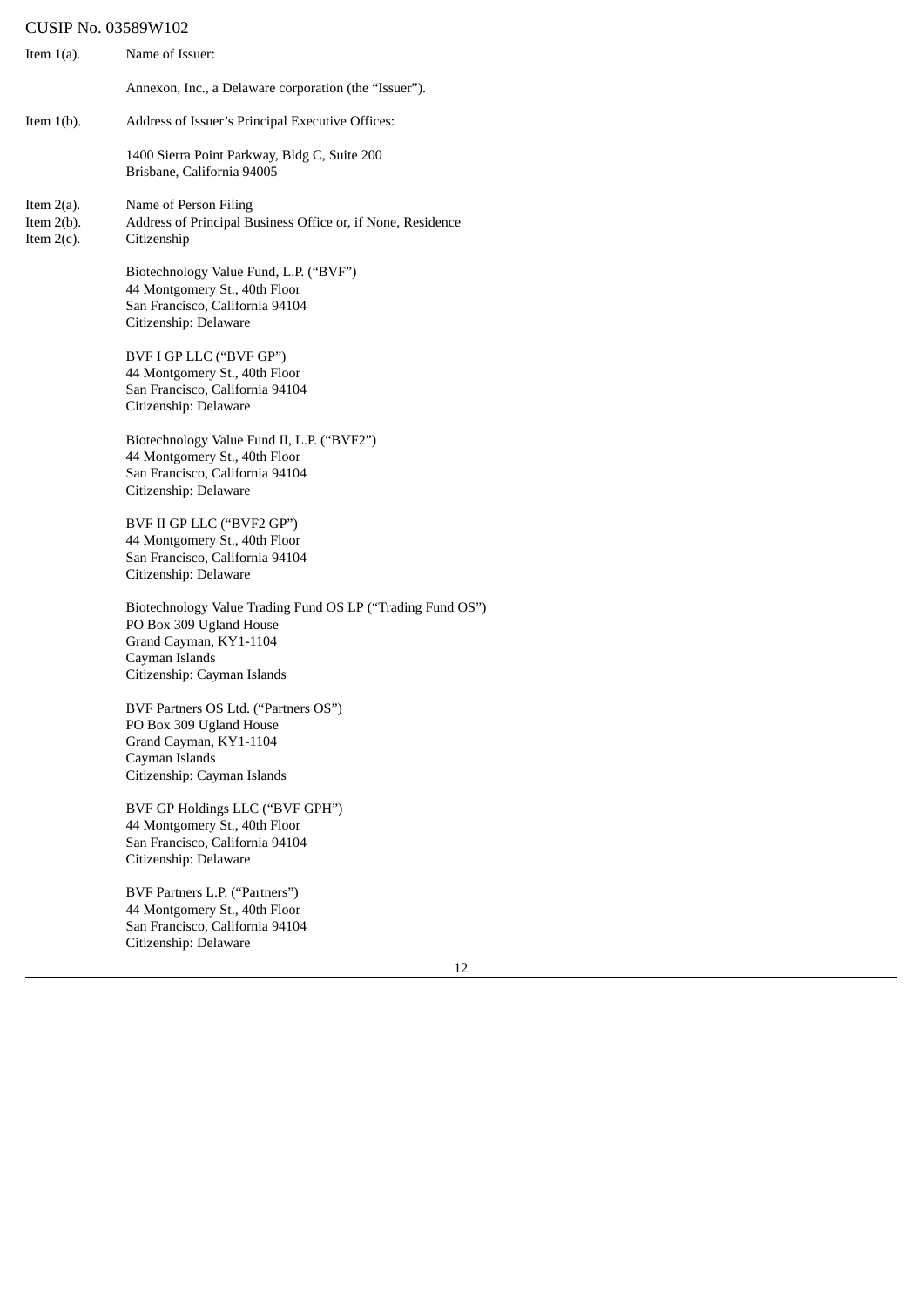CUSIP No. 03589W102

Item 1(a). Name of Issuer:

Annexon, Inc., a Delaware corporation (the "Issuer").

Item 1(b). Address of Issuer's Principal Executive Offices:

1400 Sierra Point Parkway, Bldg C, Suite 200
Brisbane, California 94005

Item 2(a). Name of Person Filing
Item 2(b). Address of Principal Business Office or, if None, Residence
Item 2(c). Citizenship

Biotechnology Value Fund, L.P. ("BVF")
44 Montgomery St., 40th Floor
San Francisco, California 94104
Citizenship: Delaware

BVF I GP LLC ("BVF GP")
44 Montgomery St., 40th Floor
San Francisco, California 94104
Citizenship: Delaware

Biotechnology Value Fund II, L.P. ("BVF2")
44 Montgomery St., 40th Floor
San Francisco, California 94104
Citizenship: Delaware

BVF II GP LLC ("BVF2 GP")
44 Montgomery St., 40th Floor
San Francisco, California 94104
Citizenship: Delaware

Biotechnology Value Trading Fund OS LP ("Trading Fund OS")
PO Box 309 Ugland House
Grand Cayman, KY1-1104
Cayman Islands
Citizenship: Cayman Islands

BVF Partners OS Ltd. ("Partners OS")
PO Box 309 Ugland House
Grand Cayman, KY1-1104
Cayman Islands
Citizenship: Cayman Islands

BVF GP Holdings LLC ("BVF GPH")
44 Montgomery St., 40th Floor
San Francisco, California 94104
Citizenship: Delaware

BVF Partners L.P. ("Partners")
44 Montgomery St., 40th Floor
San Francisco, California 94104
Citizenship: Delaware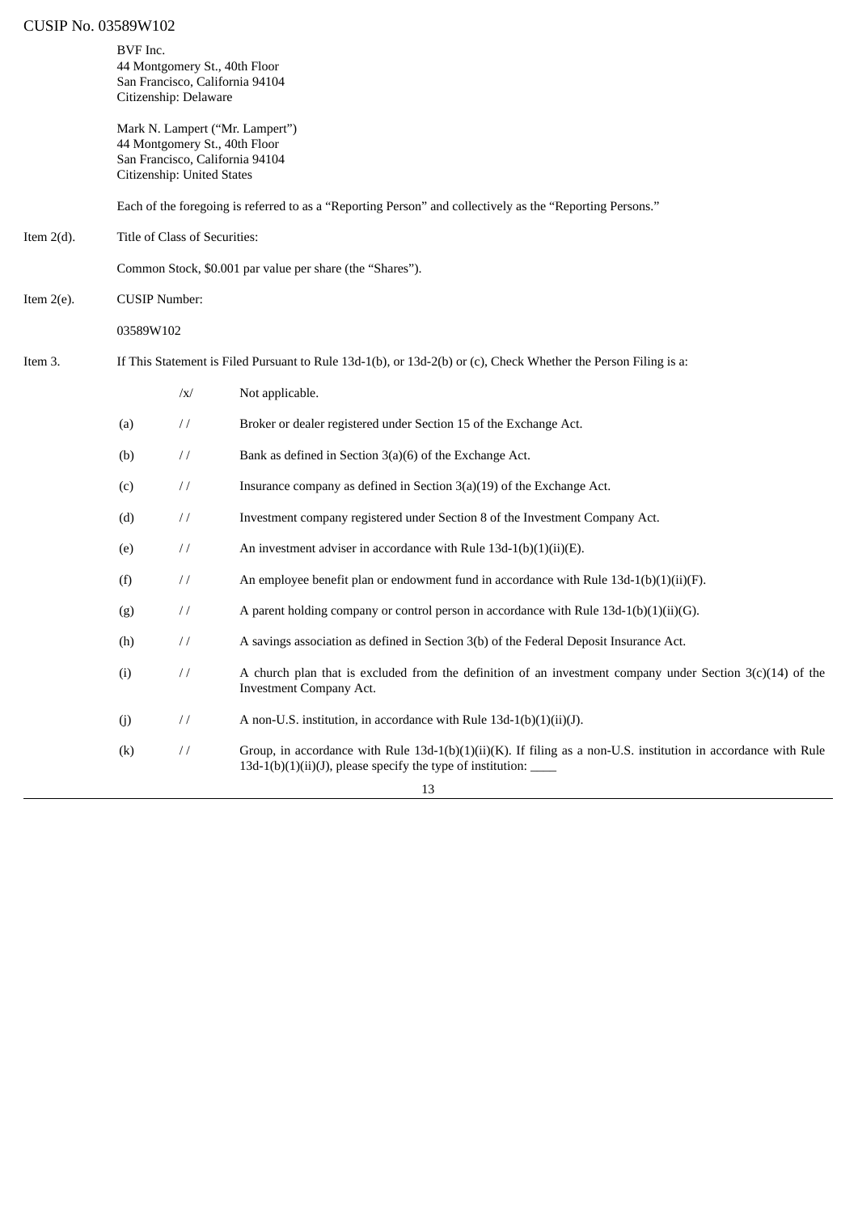BVF Inc.
44 Montgomery St., 40th Floor
San Francisco, California 94104
Citizenship: Delaware

Mark N. Lampert ("Mr. Lampert")
44 Montgomery St., 40th Floor
San Francisco, California 94104
Citizenship: United States

Each of the foregoing is referred to as a "Reporting Person" and collectively as the "Reporting Persons."

Item 2(d). Title of Class of Securities:

Common Stock, $0.001 par value per share (the "Shares").

Item 2(e). CUSIP Number:

03589W102

Item 3. If This Statement is Filed Pursuant to Rule 13d-1(b), or 13d-2(b) or (c), Check Whether the Person Filing is a:

| | | |
|---|---|---|
| | /x/ | Not applicable. |
| (a) | / / | Broker or dealer registered under Section 15 of the Exchange Act. |
| (b) | / / | Bank as defined in Section 3(a)(6) of the Exchange Act. |
| (c) | / / | Insurance company as defined in Section 3(a)(19) of the Exchange Act. |
| (d) | / / | Investment company registered under Section 8 of the Investment Company Act. |
| (e) | / / | An investment adviser in accordance with Rule 13d-1(b)(1)(ii)(E). |
| (f) | / / | An employee benefit plan or endowment fund in accordance with Rule 13d-1(b)(1)(ii)(F). |
| (g) | / / | A parent holding company or control person in accordance with Rule 13d-1(b)(1)(ii)(G). |
| (h) | / / | A savings association as defined in Section 3(b) of the Federal Deposit Insurance Act. |
| (i) | / / | A church plan that is excluded from the definition of an investment company under Section 3(c)(14) of the Investment Company Act. |
| (j) | / / | A non-U.S. institution, in accordance with Rule 13d-1(b)(1)(ii)(J). |
| (k) | / / | Group, in accordance with Rule 13d-1(b)(1)(ii)(K). If filing as a non-U.S. institution in accordance with Rule 13d-1(b)(1)(ii)(J), please specify the type of institution: ____ |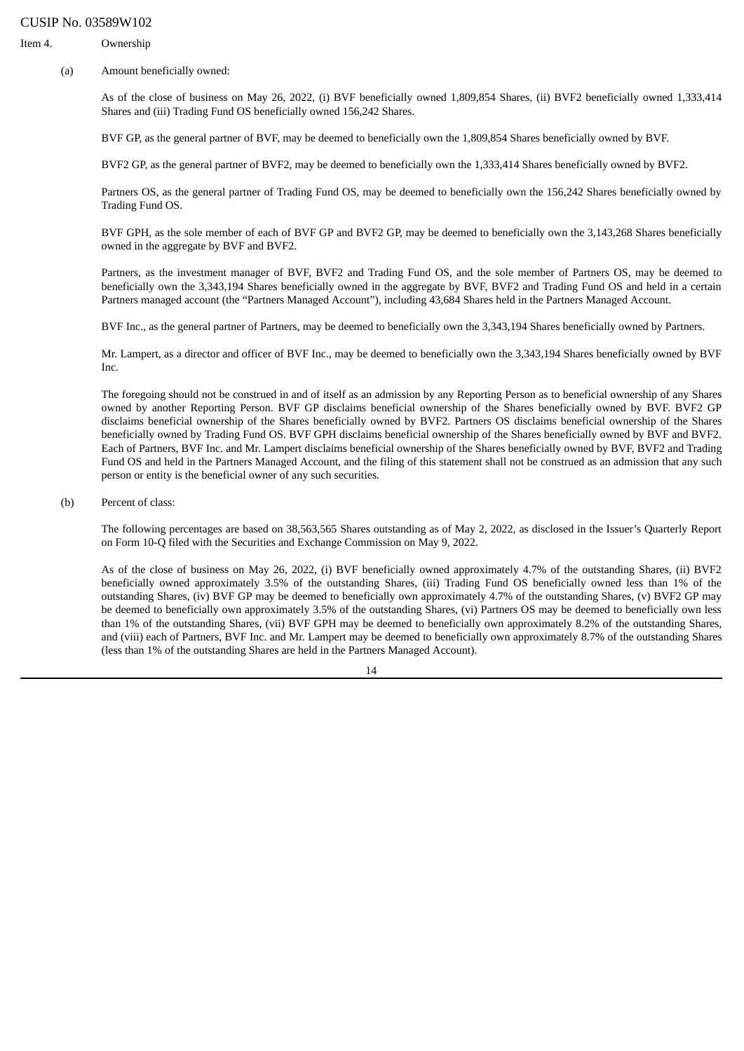CUSIP No. 03589W102

Item 4. Ownership

(a) Amount beneficially owned:

As of the close of business on May 26, 2022, (i) BVF beneficially owned 1,809,854 Shares, (ii) BVF2 beneficially owned 1,333,414 Shares and (iii) Trading Fund OS beneficially owned 156,242 Shares.

BVF GP, as the general partner of BVF, may be deemed to beneficially own the 1,809,854 Shares beneficially owned by BVF.

BVF2 GP, as the general partner of BVF2, may be deemed to beneficially own the 1,333,414 Shares beneficially owned by BVF2.

Partners OS, as the general partner of Trading Fund OS, may be deemed to beneficially own the 156,242 Shares beneficially owned by Trading Fund OS.

BVF GPH, as the sole member of each of BVF GP and BVF2 GP, may be deemed to beneficially own the 3,143,268 Shares beneficially owned in the aggregate by BVF and BVF2.

Partners, as the investment manager of BVF, BVF2 and Trading Fund OS, and the sole member of Partners OS, may be deemed to beneficially own the 3,343,194 Shares beneficially owned in the aggregate by BVF, BVF2 and Trading Fund OS and held in a certain Partners managed account (the "Partners Managed Account"), including 43,684 Shares held in the Partners Managed Account.

BVF Inc., as the general partner of Partners, may be deemed to beneficially own the 3,343,194 Shares beneficially owned by Partners.

Mr. Lampert, as a director and officer of BVF Inc., may be deemed to beneficially own the 3,343,194 Shares beneficially owned by BVF Inc.

The foregoing should not be construed in and of itself as an admission by any Reporting Person as to beneficial ownership of any Shares owned by another Reporting Person. BVF GP disclaims beneficial ownership of the Shares beneficially owned by BVF. BVF2 GP disclaims beneficial ownership of the Shares beneficially owned by BVF2. Partners OS disclaims beneficial ownership of the Shares beneficially owned by Trading Fund OS. BVF GPH disclaims beneficial ownership of the Shares beneficially owned by BVF and BVF2. Each of Partners, BVF Inc. and Mr. Lampert disclaims beneficial ownership of the Shares beneficially owned by BVF, BVF2 and Trading Fund OS and held in the Partners Managed Account, and the filing of this statement shall not be construed as an admission that any such person or entity is the beneficial owner of any such securities.

(b) Percent of class:

The following percentages are based on 38,563,565 Shares outstanding as of May 2, 2022, as disclosed in the Issuer's Quarterly Report on Form 10-Q filed with the Securities and Exchange Commission on May 9, 2022.

As of the close of business on May 26, 2022, (i) BVF beneficially owned approximately 4.7% of the outstanding Shares, (ii) BVF2 beneficially owned approximately 3.5% of the outstanding Shares, (iii) Trading Fund OS beneficially owned less than 1% of the outstanding Shares, (iv) BVF GP may be deemed to beneficially own approximately 4.7% of the outstanding Shares, (v) BVF2 GP may be deemed to beneficially own approximately 3.5% of the outstanding Shares, (vi) Partners OS may be deemed to beneficially own less than 1% of the outstanding Shares, (vii) BVF GPH may be deemed to beneficially own approximately 8.2% of the outstanding Shares, and (viii) each of Partners, BVF Inc. and Mr. Lampert may be deemed to beneficially own approximately 8.7% of the outstanding Shares (less than 1% of the outstanding Shares are held in the Partners Managed Account).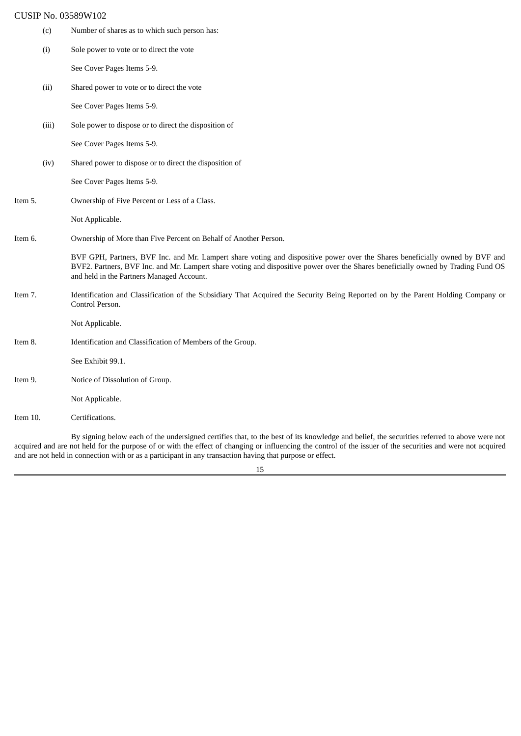(c) Number of shares as to which such person has:

(i) Sole power to vote or to direct the vote

See Cover Pages Items 5-9.

(ii) Shared power to vote or to direct the vote

See Cover Pages Items 5-9.

(iii) Sole power to dispose or to direct the disposition of

See Cover Pages Items 5-9.

(iv) Shared power to dispose or to direct the disposition of

See Cover Pages Items 5-9.

Item 5. Ownership of Five Percent or Less of a Class.

Not Applicable.

Item 6. Ownership of More than Five Percent on Behalf of Another Person.

BVF GPH, Partners, BVF Inc. and Mr. Lampert share voting and dispositive power over the Shares beneficially owned by BVF and BVF2. Partners, BVF Inc. and Mr. Lampert share voting and dispositive power over the Shares beneficially owned by Trading Fund OS and held in the Partners Managed Account.

Item 7. Identification and Classification of the Subsidiary That Acquired the Security Being Reported on by the Parent Holding Company or Control Person.

Not Applicable.

Item 8. Identification and Classification of Members of the Group.

See Exhibit 99.1.

Item 9. Notice of Dissolution of Group.

Not Applicable.

Item 10. Certifications.

By signing below each of the undersigned certifies that, to the best of its knowledge and belief, the securities referred to above were not acquired and are not held for the purpose of or with the effect of changing or influencing the control of the issuer of the securities and were not acquired and are not held in connection with or as a participant in any transaction having that purpose or effect.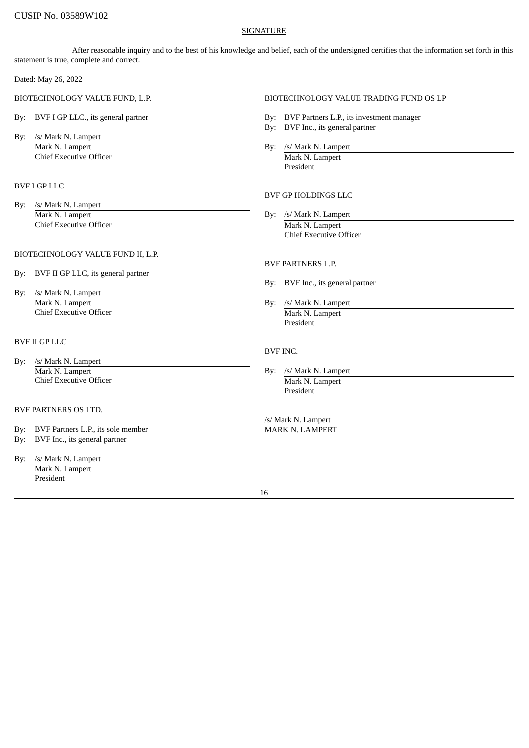CUSIP No. 03589W102

SIGNATURE

After reasonable inquiry and to the best of his knowledge and belief, each of the undersigned certifies that the information set forth in this statement is true, complete and correct.

Dated: May 26, 2022

BIOTECHNOLOGY VALUE FUND, L.P.

By: BVF I GP LLC., its general partner

By: /s/ Mark N. Lampert
Mark N. Lampert
Chief Executive Officer

BVF I GP LLC

By: /s/ Mark N. Lampert
Mark N. Lampert
Chief Executive Officer

BIOTECHNOLOGY VALUE FUND II, L.P.

By: BVF II GP LLC, its general partner

By: /s/ Mark N. Lampert
Mark N. Lampert
Chief Executive Officer

BVF II GP LLC

By: /s/ Mark N. Lampert
Mark N. Lampert
Chief Executive Officer

BVF PARTNERS OS LTD.

By: BVF Partners L.P., its sole member
By: BVF Inc., its general partner

By: /s/ Mark N. Lampert
Mark N. Lampert
President

BIOTECHNOLOGY VALUE TRADING FUND OS LP

By: BVF Partners L.P., its investment manager
By: BVF Inc., its general partner

By: /s/ Mark N. Lampert
Mark N. Lampert
President

BVF GP HOLDINGS LLC

By: /s/ Mark N. Lampert
Mark N. Lampert
Chief Executive Officer

BVF PARTNERS L.P.

By: BVF Inc., its general partner

By: /s/ Mark N. Lampert
Mark N. Lampert
President

BVF INC.

By: /s/ Mark N. Lampert
Mark N. Lampert
President

/s/ Mark N. Lampert
MARK N. LAMPERT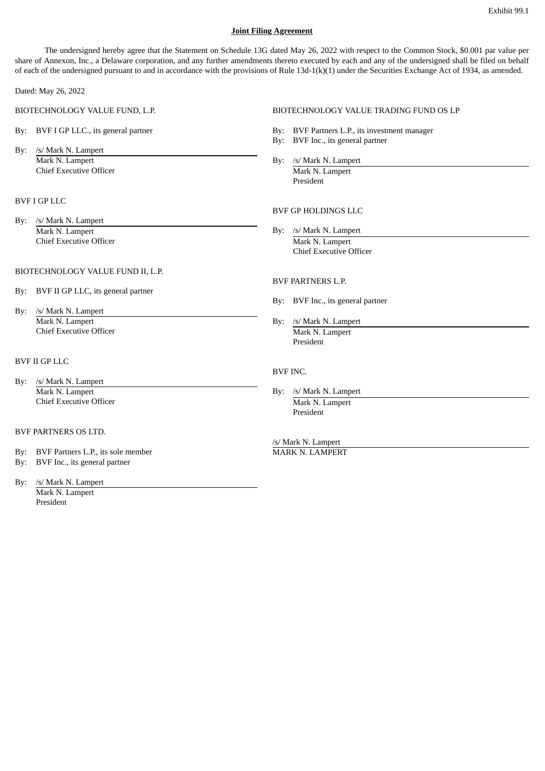Exhibit 99.1

**Joint Filing Agreement**

The undersigned hereby agree that the Statement on Schedule 13G dated May 26, 2022 with respect to the Common Stock, $0.001 par value per share of Annexon, Inc., a Delaware corporation, and any further amendments thereto executed by each and any of the undersigned shall be filed on behalf of each of the undersigned pursuant to and in accordance with the provisions of Rule 13d-1(k)(1) under the Securities Exchange Act of 1934, as amended.

Dated: May 26, 2022

BIOTECHNOLOGY VALUE FUND, L.P.

By: BVF I GP LLC., its general partner

By: /s/ Mark N. Lampert
Mark N. Lampert
Chief Executive Officer

BVF I GP LLC

By: /s/ Mark N. Lampert
Mark N. Lampert
Chief Executive Officer

BIOTECHNOLOGY VALUE FUND II, L.P.

By: BVF II GP LLC, its general partner

By: /s/ Mark N. Lampert
Mark N. Lampert
Chief Executive Officer

BVF II GP LLC

By: /s/ Mark N. Lampert
Mark N. Lampert
Chief Executive Officer

BVF PARTNERS OS LTD.

By: BVF Partners L.P., its sole member
By: BVF Inc., its general partner

By: /s/ Mark N. Lampert
Mark N. Lampert
President

BIOTECHNOLOGY VALUE TRADING FUND OS LP

By: BVF Partners L.P., its investment manager
By: BVF Inc., its general partner

By: /s/ Mark N. Lampert
Mark N. Lampert
President

BVF GP HOLDINGS LLC

By: /s/ Mark N. Lampert
Mark N. Lampert
Chief Executive Officer

BVF PARTNERS L.P.

By: BVF Inc., its general partner

By: /s/ Mark N. Lampert
Mark N. Lampert
President

BVF INC.

By: /s/ Mark N. Lampert
Mark N. Lampert
President

/s/ Mark N. Lampert
MARK N. LAMPERT